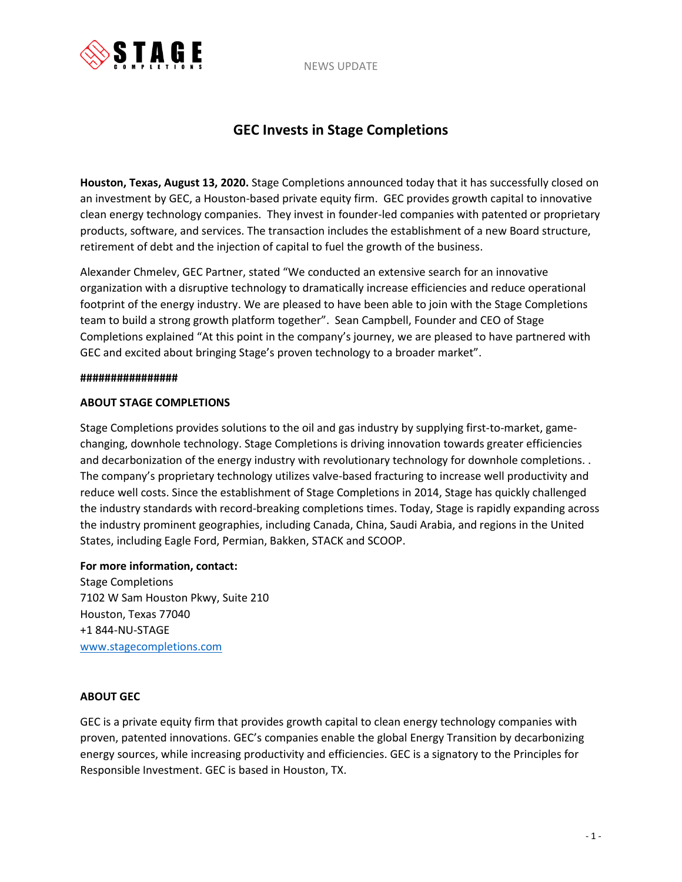NEWS UPDATE

# GEC Invests in Stage Completions

**Houston, Texas, August 13, 2020.** Stage Completions announced today that it has successfully closed on an investment by GEC, a Houston-based private equity firm. GEC provides growth capital to innovative clean energy technology companies. They invest in founder-led companies with patented or proprietary products, software, and services. The transaction includes the establishment of a new Board structure, retirement of debt and the injection of capital to fuel the growth of the business.

Alexander Chmelev, GEC Partner, stated "We conducted an extensive search for an innovative organization with a disruptive technology to dramatically increase efficiencies and reduce operational footprint of the energy industry. We are pleased to have been able to join with the Stage Completions team to build a strong growth platform together". Sean Campbell, Founder and CEO of Stage Completions explained "At this point in the company's journey, we are pleased to have partnered with GEC and excited about bringing Stage's proven technology to a broader market".

**################**

**ABOUT STAGE COMPLETIONS**

Stage Completions provides solutions to the oil and gas industry by supplying first-to-market, game-changing, downhole technology. Stage Completions is driving innovation towards greater efficiencies and decarbonization of the energy industry with revolutionary technology for downhole completions. . The company's proprietary technology utilizes valve-based fracturing to increase well productivity and reduce well costs. Since the establishment of Stage Completions in 2014, Stage has quickly challenged the industry standards with record-breaking completions times. Today, Stage is rapidly expanding across the industry prominent geographies, including Canada, China, Saudi Arabia, and regions in the United States, including Eagle Ford, Permian, Bakken, STACK and SCOOP.

**For more information, contact:**
Stage Completions
7102 W Sam Houston Pkwy, Suite 210
Houston, Texas 77040
+1 844-NU-STAGE
[www.stagecompletions.com](http://www.stagecompletions.com)

**ABOUT GEC**

GEC is a private equity firm that provides growth capital to clean energy technology companies with proven, patented innovations. GEC's companies enable the global Energy Transition by decarbonizing energy sources, while increasing productivity and efficiencies. GEC is a signatory to the Principles for Responsible Investment. GEC is based in Houston, TX.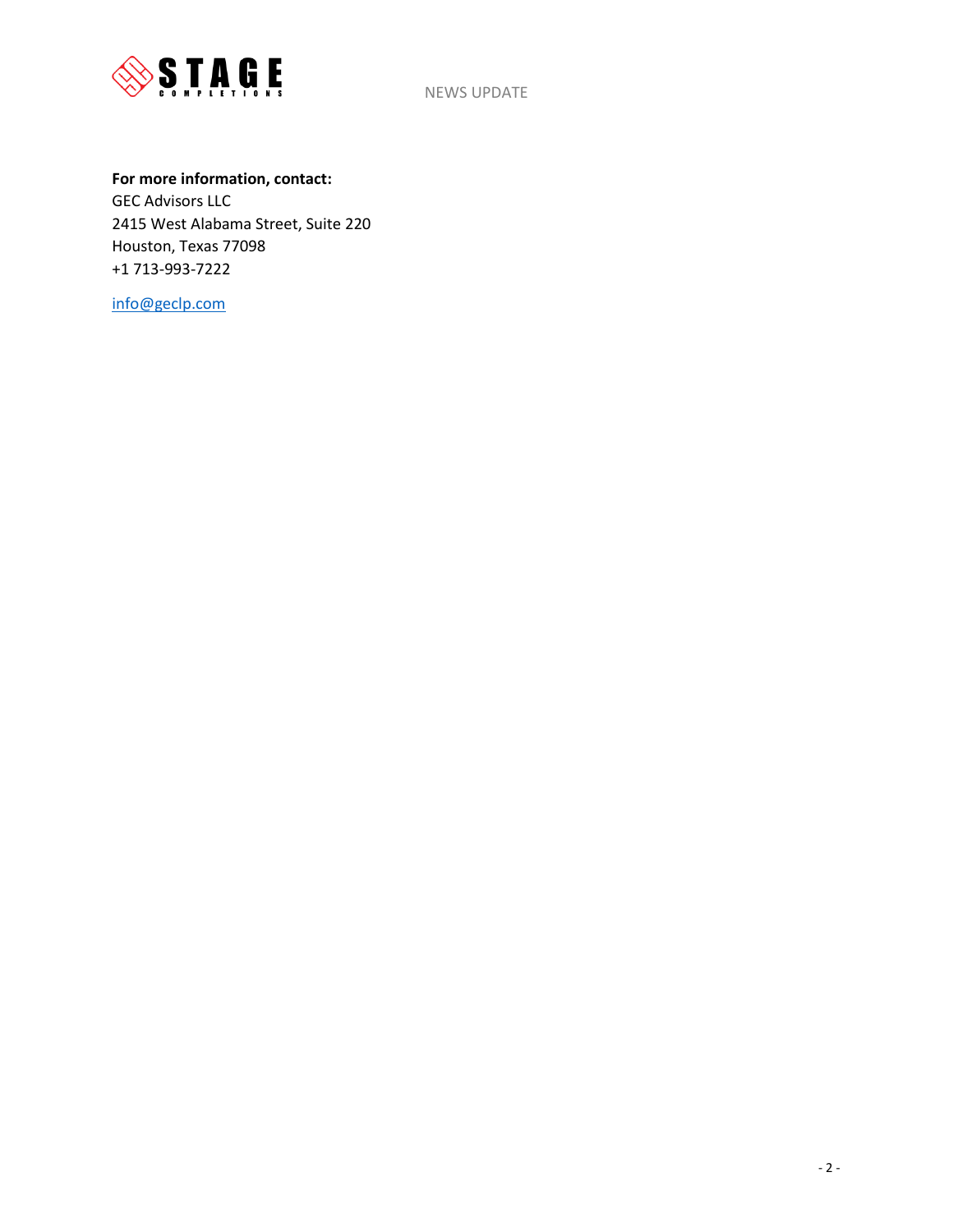**For more information, contact:**
GEC Advisors LLC
2415 West Alabama Street, Suite 220
Houston, Texas 77098
+1 713-993-7222

info@geclp.com